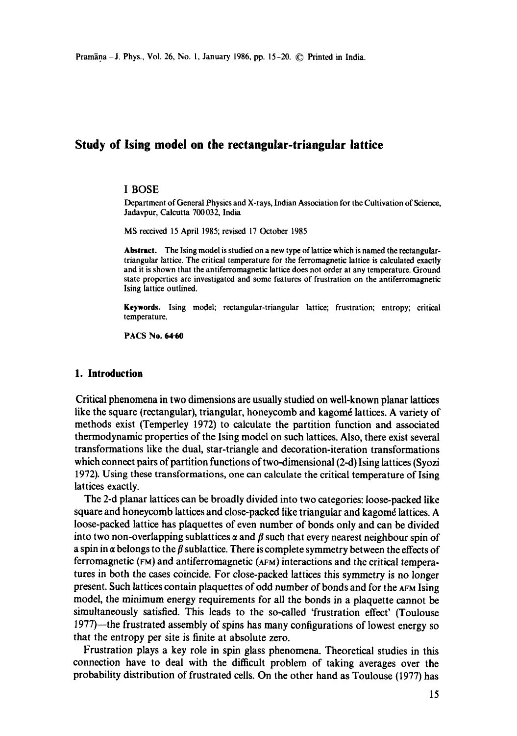# Study of Ising model on the rectangular-triangular lattice

I BOSE

Department of General Physics and X-rays, Indian Association for the Cultivation of Science, Jadavpur, Calcutta 700032, India

MS received 15 April 1985; revised 17 October 1985

**Abstract.** The Ising model is studied on a new type of lattice which is named the rectangular-triangular lattice. The critical temperature for the ferromagnetic lattice is calculated exactly and it is shown that the antiferromagnetic lattice does not order at any temperature. Ground state properties are investigated and some features of frustration on the antiferromagnetic Ising lattice outlined.

**Keywords.** Ising model; rectangular-triangular lattice; frustration; entropy; critical temperature.

**PACS No. 64·60**

## 1. Introduction

Critical phenomena in two dimensions are usually studied on well-known planar lattices like the square (rectangular), triangular, honeycomb and kagomé lattices. A variety of methods exist (Temperley 1972) to calculate the partition function and associated thermodynamic properties of the Ising model on such lattices. Also, there exist several transformations like the dual, star-triangle and decoration-iteration transformations which connect pairs of partition functions of two-dimensional (2-d) Ising lattices (Syozi 1972). Using these transformations, one can calculate the critical temperature of Ising lattices exactly.

The 2-d planar lattices can be broadly divided into two categories: loose-packed like square and honeycomb lattices and close-packed like triangular and kagomé lattices. A loose-packed lattice has plaquettes of even number of bonds only and can be divided into two non-overlapping sublattices $\alpha$ and $\beta$ such that every nearest neighbour spin of a spin in $\alpha$ belongs to the $\beta$ sublattice. There is complete symmetry between the effects of ferromagnetic (FM) and antiferromagnetic (AFM) interactions and the critical temperatures in both the cases coincide. For close-packed lattices this symmetry is no longer present. Such lattices contain plaquettes of odd number of bonds and for the AFM Ising model, the minimum energy requirements for all the bonds in a plaquette cannot be simultaneously satisfied. This leads to the so-called 'frustration effect' (Toulouse 1977)—the frustrated assembly of spins has many configurations of lowest energy so that the entropy per site is finite at absolute zero.

Frustration plays a key role in spin glass phenomena. Theoretical studies in this connection have to deal with the difficult problem of taking averages over the probability distribution of frustrated cells. On the other hand as Toulouse (1977) has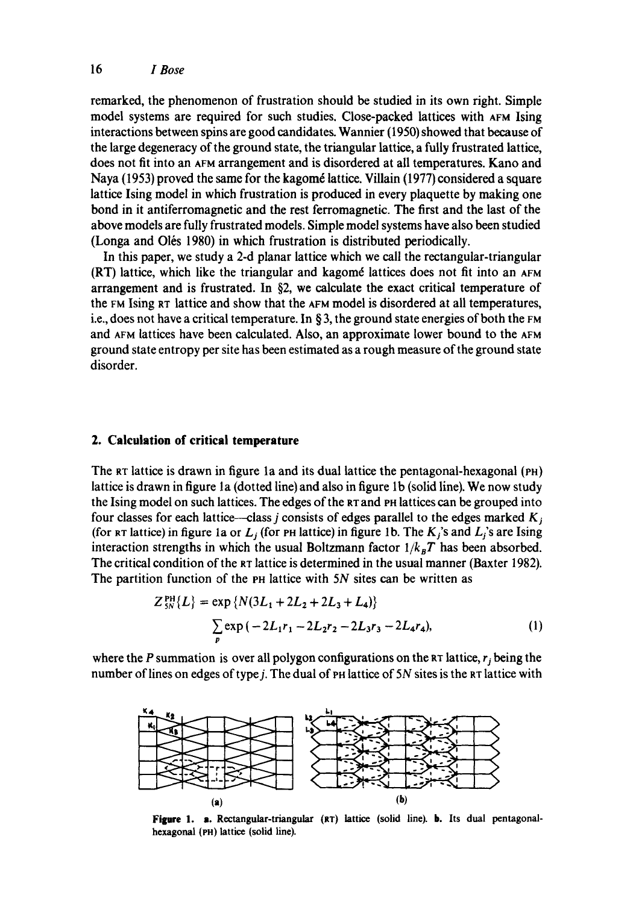remarked, the phenomenon of frustration should be studied in its own right. Simple model systems are required for such studies. Close-packed lattices with AFM Ising interactions between spins are good candidates. Wannier (1950) showed that because of the large degeneracy of the ground state, the triangular lattice, a fully frustrated lattice, does not fit into an AFM arrangement and is disordered at all temperatures. Kano and Naya (1953) proved the same for the kagomé lattice. Villain (1977) considered a square lattice Ising model in which frustration is produced in every plaquette by making one bond in it antiferromagnetic and the rest ferromagnetic. The first and the last of the above models are fully frustrated models. Simple model systems have also been studied (Longa and Olés 1980) in which frustration is distributed periodically.

In this paper, we study a 2-d planar lattice which we call the rectangular-triangular (RT) lattice, which like the triangular and kagomé lattices does not fit into an AFM arrangement and is frustrated. In §2, we calculate the exact critical temperature of the FM Ising RT lattice and show that the AFM model is disordered at all temperatures, i.e., does not have a critical temperature. In §3, the ground state energies of both the FM and AFM lattices have been calculated. Also, an approximate lower bound to the AFM ground state entropy per site has been estimated as a rough measure of the ground state disorder.

## 2. Calculation of critical temperature

The RT lattice is drawn in figure 1a and its dual lattice the pentagonal-hexagonal (PH) lattice is drawn in figure 1a (dotted line) and also in figure 1b (solid line). We now study the Ising model on such lattices. The edges of the RT and PH lattices can be grouped into four classes for each lattice—class $j$ consists of edges parallel to the edges marked $K_j$ (for RT lattice) in figure 1a or $L_j$ (for PH lattice) in figure 1b. The $K_j$'s and $L_j$'s are Ising interaction strengths in which the usual Boltzmann factor $1/k_B T$ has been absorbed. The critical condition of the RT lattice is determined in the usual manner (Baxter 1982). The partition function of the PH lattice with $5N$ sites can be written as

$$Z_{5N}^{\mathrm{PH}}\{L\} = \exp\{N(3L_1 + 2L_2 + 2L_3 + L_4)\}$$
$$\sum_{P} \exp(-2L_1 r_1 - 2L_2 r_2 - 2L_3 r_3 - 2L_4 r_4), \tag{1}$$

where the $P$ summation is over all polygon configurations on the RT lattice, $r_j$ being the number of lines on edges of type $j$. The dual of PH lattice of $5N$ sites is the RT lattice with

**Figure 1. a.** Rectangular-triangular (RT) lattice (solid line). **b.** Its dual pentagonal-hexagonal (PH) lattice (solid line).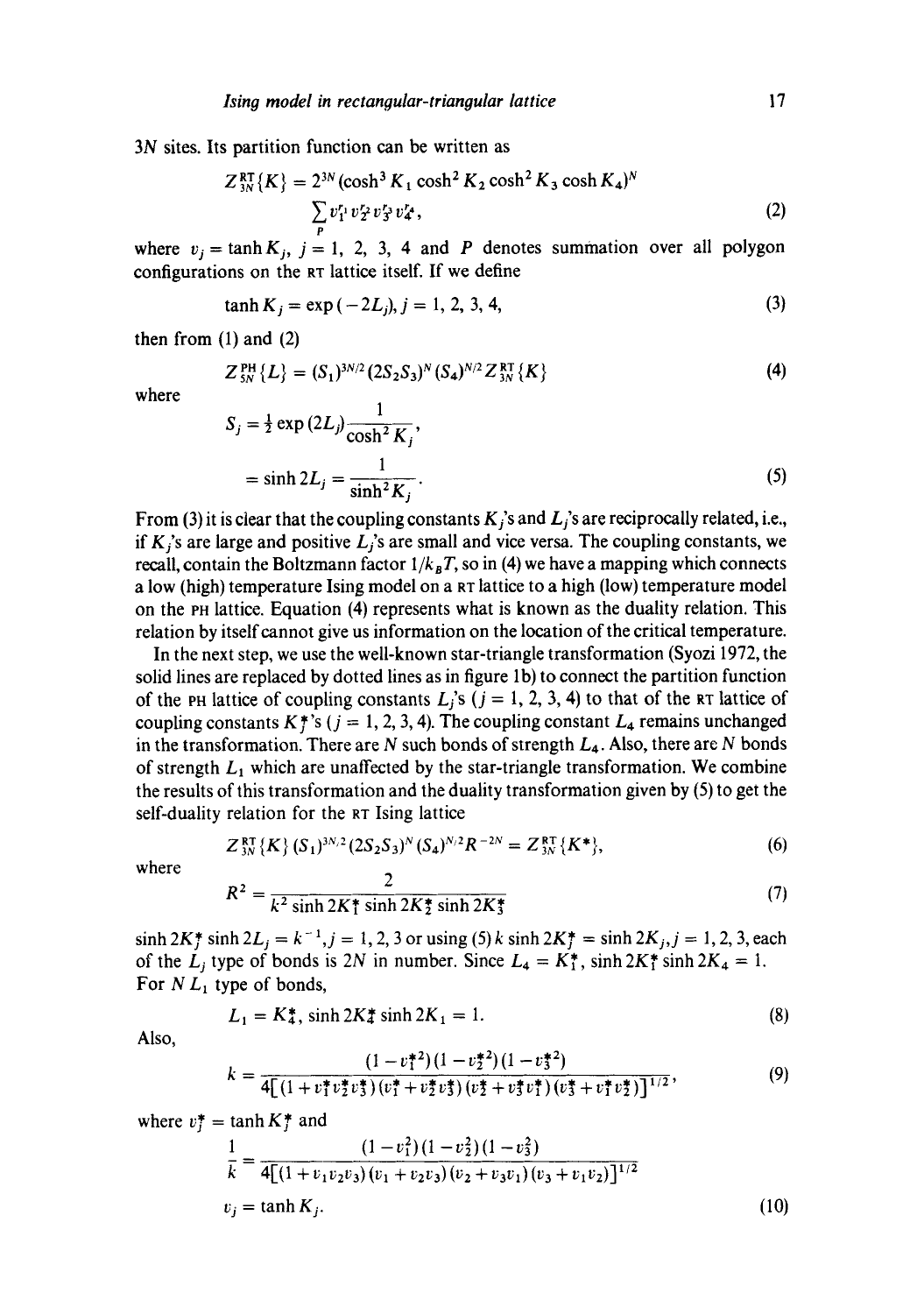3N sites. Its partition function can be written as

$$Z_{3N}^{\mathrm{RT}}\{K\} = 2^{3N}(\cosh^3 K_1 \cosh^2 K_2 \cosh^2 K_3 \cosh K_4)^N \sum_P v_1^{r_1} v_2^{r_2} v_3^{r_3} v_4^{r_4}, \tag{2}$$

where $v_j = \tanh K_j$, $j = 1, 2, 3, 4$ and $P$ denotes summation over all polygon configurations on the RT lattice itself. If we define

$$\tanh K_j = \exp(-2L_j), j = 1, 2, 3, 4, \tag{3}$$

then from (1) and (2)

$$Z_{5N}^{\mathrm{PH}}\{L\} = (S_1)^{3N/2}(2S_2S_3)^N(S_4)^{N/2} Z_{3N}^{\mathrm{RT}}\{K\} \tag{4}$$

where

$$S_j = \tfrac{1}{2}\exp(2L_j)\frac{1}{\cosh^2 K_j},$$

$$= \sinh 2L_j = \frac{1}{\sinh^2 K_j}. \tag{5}$$

From (3) it is clear that the coupling constants $K_j$'s and $L_j$'s are reciprocally related, i.e., if $K_j$'s are large and positive $L_j$'s are small and vice versa. The coupling constants, we recall, contain the Boltzmann factor $1/k_BT$, so in (4) we have a mapping which connects a low (high) temperature Ising model on a RT lattice to a high (low) temperature model on the PH lattice. Equation (4) represents what is known as the duality relation. This relation by itself cannot give us information on the location of the critical temperature.

In the next step, we use the well-known star-triangle transformation (Syozi 1972, the solid lines are replaced by dotted lines as in figure 1b) to connect the partition function of the PH lattice of coupling constants $L_j$'s ($j = 1, 2, 3, 4$) to that of the RT lattice of coupling constants $K_j^*$'s ($j = 1, 2, 3, 4$). The coupling constant $L_4$ remains unchanged in the transformation. There are $N$ such bonds of strength $L_4$. Also, there are $N$ bonds of strength $L_1$ which are unaffected by the star-triangle transformation. We combine the results of this transformation and the duality transformation given by (5) to get the self-duality relation for the RT Ising lattice

$$Z_{3N}^{\mathrm{RT}}\{K\}(S_1)^{3N/2}(2S_2S_3)^N(S_4)^{N/2}R^{-2N} = Z_{3N}^{\mathrm{RT}}\{K^*\}, \tag{6}$$

where

$$R^2 = \frac{2}{k^2 \sinh 2K_1^* \sinh 2K_2^* \sinh 2K_3^*} \tag{7}$$

$\sinh 2K_j^* \sinh 2L_j = k^{-1}, j = 1, 2, 3$ or using (5) $k \sinh 2K_j^* = \sinh 2K_j, j = 1, 2, 3$, each of the $L_j$ type of bonds is $2N$ in number. Since $L_4 = K_1^*$, $\sinh 2K_1^* \sinh 2K_4 = 1$. For $N$ $L_1$ type of bonds,

$$L_1 = K_4^*, \sinh 2K_4^* \sinh 2K_1 = 1. \tag{8}$$

Also,

$$k = \frac{(1 - v_1^{*2})(1 - v_2^{*2})(1 - v_3^{*2})}{4[(1 + v_1^* v_2^* v_3^*)(v_1^* + v_2^* v_3^*)(v_2^* + v_3^* v_1^*)(v_3^* + v_1^* v_2^*)]^{1/2}}, \tag{9}$$

where $v_j^* = \tanh K_j^*$ and

$$\frac{1}{k} = \frac{(1 - v_1^2)(1 - v_2^2)(1 - v_3^2)}{4[(1 + v_1v_2v_3)(v_1 + v_2v_3)(v_2 + v_3v_1)(v_3 + v_1v_2)]^{1/2}}$$

$$v_j = \tanh K_j. \tag{10}$$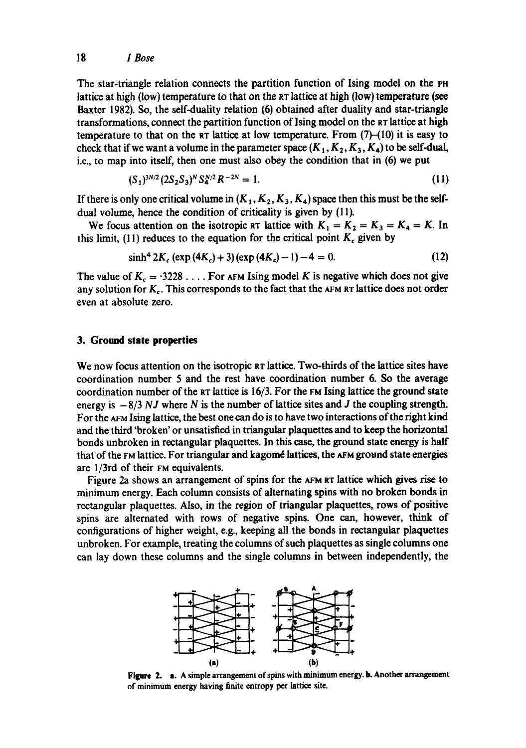The star-triangle relation connects the partition function of Ising model on the PH lattice at high (low) temperature to that on the RT lattice at high (low) temperature (see Baxter 1982). So, the self-duality relation (6) obtained after duality and star-triangle transformations, connect the partition function of Ising model on the RT lattice at high temperature to that on the RT lattice at low temperature. From (7)–(10) it is easy to check that if we want a volume in the parameter space $(K_1, K_2, K_3, K_4)$ to be self-dual, i.e., to map into itself, then one must also obey the condition that in (6) we put

$$(S_1)^{3N/2}(2S_2S_3)^N S_4^{N/2} R^{-2N} = 1. \tag{11}$$

If there is only one critical volume in $(K_1, K_2, K_3, K_4)$ space then this must be the self-dual volume, hence the condition of criticality is given by (11).

We focus attention on the isotropic RT lattice with $K_1 = K_2 = K_3 = K_4 = K$. In this limit, (11) reduces to the equation for the critical point $K_c$ given by

$$\sinh^4 2K_c\,(\exp(4K_c) + 3)(\exp(4K_c) - 1) - 4 = 0. \tag{12}$$

The value of $K_c = \cdot 3228\ldots$. For AFM Ising model $K$ is negative which does not give any solution for $K_c$. This corresponds to the fact that the AFM RT lattice does not order even at absolute zero.

## 3. Ground state properties

We now focus attention on the isotropic RT lattice. Two-thirds of the lattice sites have coordination number 5 and the rest have coordination number 6. So the average coordination number of the RT lattice is 16/3. For the FM Ising lattice the ground state energy is $-8/3\,NJ$ where $N$ is the number of lattice sites and $J$ the coupling strength. For the AFM Ising lattice, the best one can do is to have two interactions of the right kind and the third 'broken' or unsatisfied in triangular plaquettes and to keep the horizontal bonds unbroken in rectangular plaquettes. In this case, the ground state energy is half that of the FM lattice. For triangular and kagomé lattices, the AFM ground state energies are 1/3rd of their FM equivalents.

Figure 2a shows an arrangement of spins for the AFM RT lattice which gives rise to minimum energy. Each column consists of alternating spins with no broken bonds in rectangular plaquettes. Also, in the region of triangular plaquettes, rows of positive spins are alternated with rows of negative spins. One can, however, think of configurations of higher weight, e.g., keeping all the bonds in rectangular plaquettes unbroken. For example, treating the columns of such plaquettes as single columns one can lay down these columns and the single columns in between independently, the

**Figure 2.** **a.** A simple arrangement of spins with minimum energy. **b.** Another arrangement of minimum energy having finite entropy per lattice site.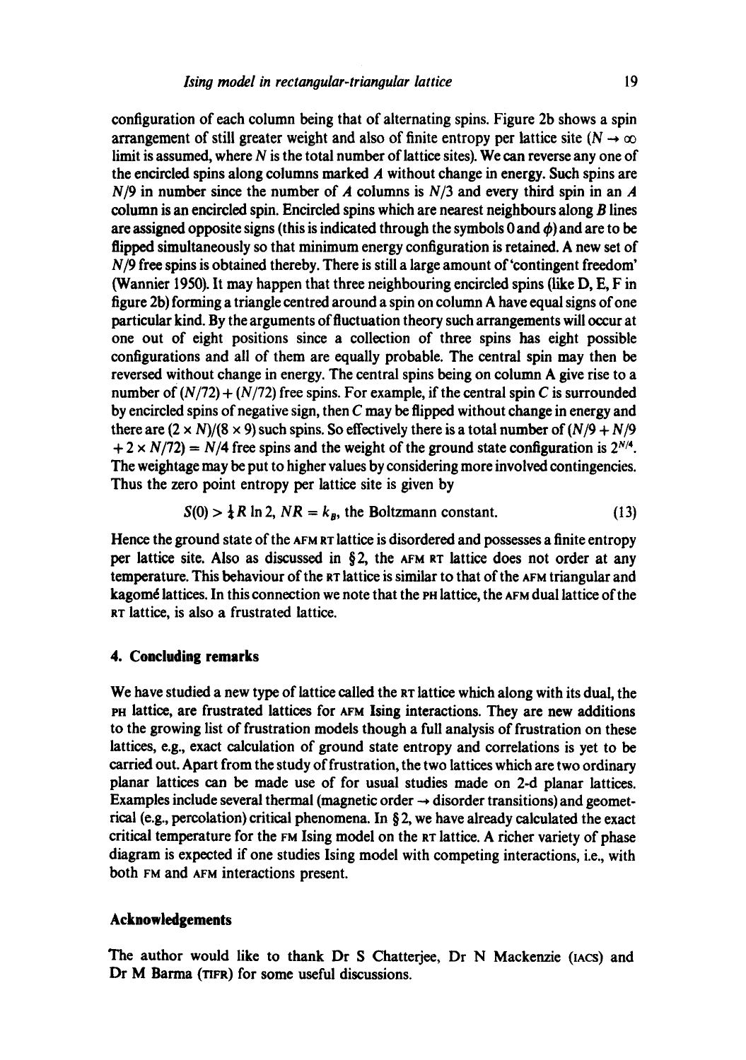configuration of each column being that of alternating spins. Figure 2b shows a spin arrangement of still greater weight and also of finite entropy per lattice site ($N \rightarrow \infty$ limit is assumed, where $N$ is the total number of lattice sites). We can reverse any one of the encircled spins along columns marked $A$ without change in energy. Such spins are $N/9$ in number since the number of $A$ columns is $N/3$ and every third spin in an $A$ column is an encircled spin. Encircled spins which are nearest neighbours along $B$ lines are assigned opposite signs (this is indicated through the symbols 0 and $\phi$) and are to be flipped simultaneously so that minimum energy configuration is retained. A new set of $N/9$ free spins is obtained thereby. There is still a large amount of 'contingent freedom' (Wannier 1950). It may happen that three neighbouring encircled spins (like D, E, F in figure 2b) forming a triangle centred around a spin on column A have equal signs of one particular kind. By the arguments of fluctuation theory such arrangements will occur at one out of eight positions since a collection of three spins has eight possible configurations and all of them are equally probable. The central spin may then be reversed without change in energy. The central spins being on column A give rise to a number of $(N/72) + (N/72)$ free spins. For example, if the central spin C is surrounded by encircled spins of negative sign, then C may be flipped without change in energy and there are $(2 \times N)/(8 \times 9)$ such spins. So effectively there is a total number of $(N/9 + N/9 + 2 \times N/72) = N/4$ free spins and the weight of the ground state configuration is $2^{N/4}$. The weightage may be put to higher values by considering more involved contingencies. Thus the zero point entropy per lattice site is given by

$$S(0) > \tfrac{1}{4} R \ln 2,\; NR = k_B, \text{ the Boltzmann constant.} \tag{13}$$

Hence the ground state of the AFM RT lattice is disordered and possesses a finite entropy per lattice site. Also as discussed in § 2, the AFM RT lattice does not order at any temperature. This behaviour of the RT lattice is similar to that of the AFM triangular and kagomé lattices. In this connection we note that the PH lattice, the AFM dual lattice of the RT lattice, is also a frustrated lattice.

## 4. Concluding remarks

We have studied a new type of lattice called the RT lattice which along with its dual, the PH lattice, are frustrated lattices for AFM Ising interactions. They are new additions to the growing list of frustration models though a full analysis of frustration on these lattices, e.g., exact calculation of ground state entropy and correlations is yet to be carried out. Apart from the study of frustration, the two lattices which are two ordinary planar lattices can be made use of for usual studies made on 2-d planar lattices. Examples include several thermal (magnetic order $\rightarrow$ disorder transitions) and geometrical (e.g., percolation) critical phenomena. In § 2, we have already calculated the exact critical temperature for the FM Ising model on the RT lattice. A richer variety of phase diagram is expected if one studies Ising model with competing interactions, i.e., with both FM and AFM interactions present.

## Acknowledgements

The author would like to thank Dr S Chatterjee, Dr N Mackenzie (IACS) and Dr M Barma (TIFR) for some useful discussions.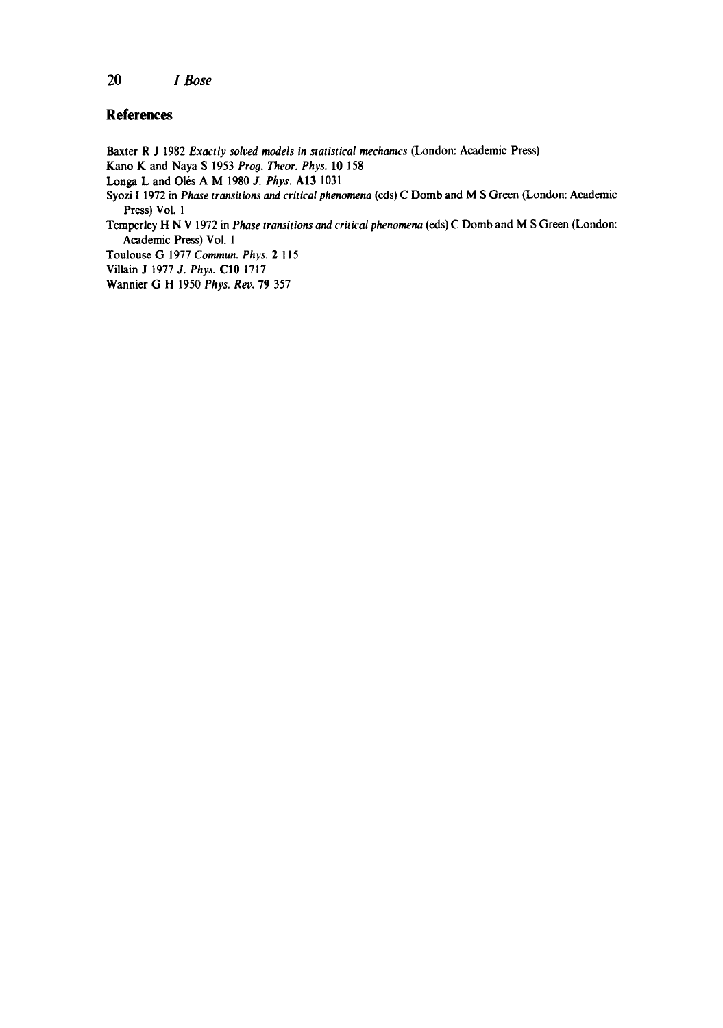## References

Baxter R J 1982 *Exactly solved models in statistical mechanics* (London: Academic Press)

Kano K and Naya S 1953 *Prog. Theor. Phys.* **10** 158

Longa L and Olés A M 1980 *J. Phys.* **A13** 1031

Syozi I 1972 in *Phase transitions and critical phenomena* (eds) C Domb and M S Green (London: Academic Press) Vol. 1

Temperley H N V 1972 in *Phase transitions and critical phenomena* (eds) C Domb and M S Green (London: Academic Press) Vol. 1

Toulouse G 1977 *Commun. Phys.* **2** 115

Villain J 1977 *J. Phys.* **C10** 1717

Wannier G H 1950 *Phys. Rev.* **79** 357